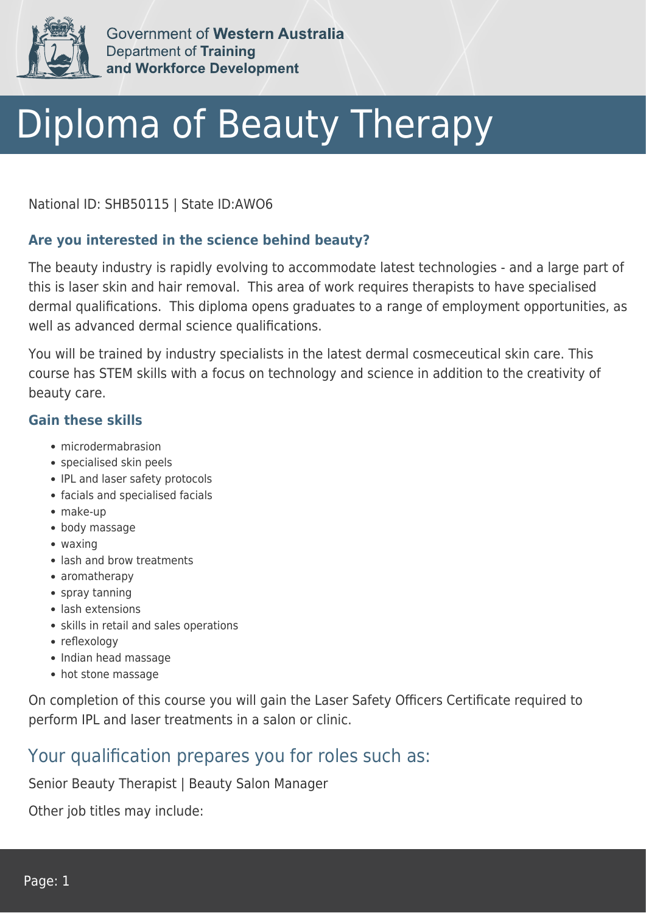Government of **Western Australia**
Department of **Training and Workforce Development**

# Diploma of Beauty Therapy

National ID: SHB50115 | State ID:AWO6

### Are you interested in the science behind beauty?

The beauty industry is rapidly evolving to accommodate latest technologies - and a large part of this is laser skin and hair removal. This area of work requires therapists to have specialised dermal qualifications. This diploma opens graduates to a range of employment opportunities, as well as advanced dermal science qualifications.

You will be trained by industry specialists in the latest dermal cosmeceutical skin care. This course has STEM skills with a focus on technology and science in addition to the creativity of beauty care.

### Gain these skills

- microdermabrasion
- specialised skin peels
- IPL and laser safety protocols
- facials and specialised facials
- make-up
- body massage
- waxing
- lash and brow treatments
- aromatherapy
- spray tanning
- lash extensions
- skills in retail and sales operations
- reflexology
- Indian head massage
- hot stone massage

On completion of this course you will gain the Laser Safety Officers Certificate required to perform IPL and laser treatments in a salon or clinic.

## Your qualification prepares you for roles such as:

Senior Beauty Therapist | Beauty Salon Manager

Other job titles may include: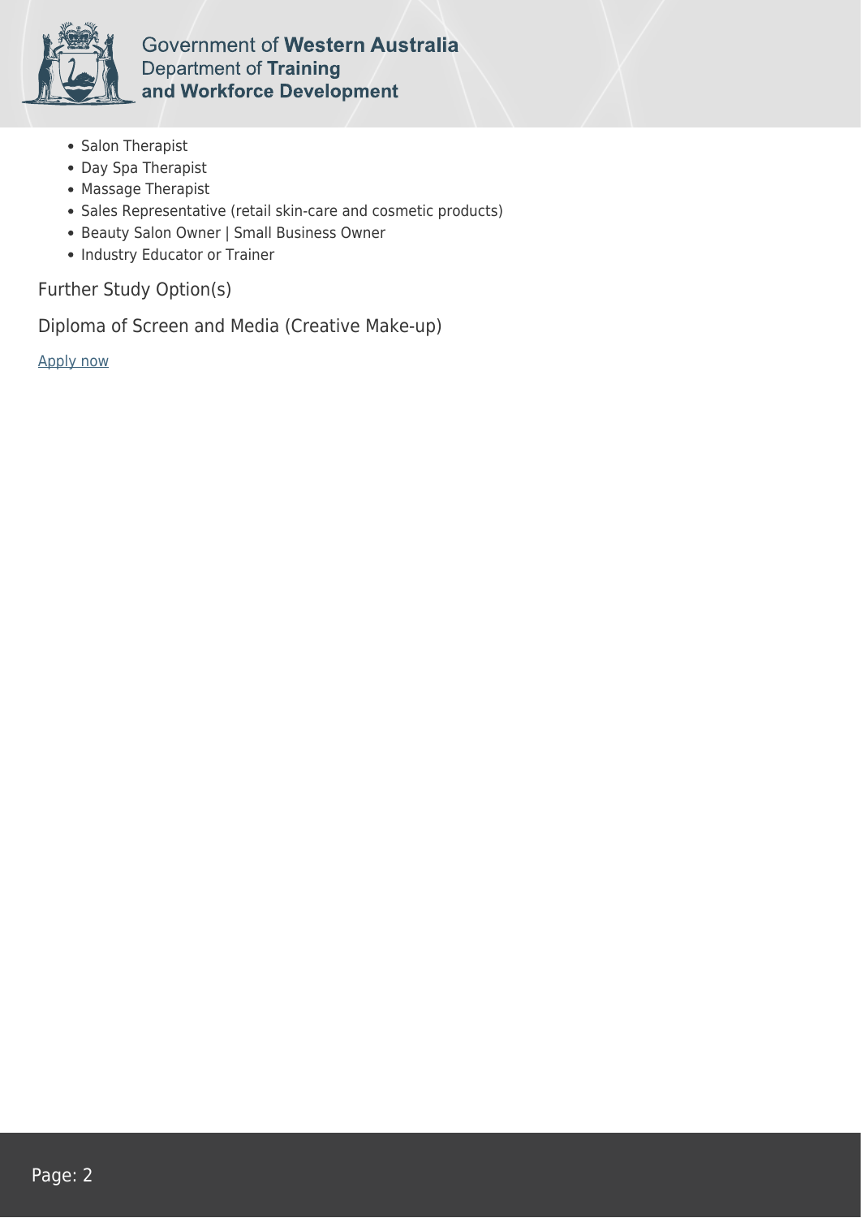- Salon Therapist
- Day Spa Therapist
- Massage Therapist
- Sales Representative (retail skin-care and cosmetic products)
- Beauty Salon Owner | Small Business Owner
- Industry Educator or Trainer

Further Study Option(s)

Diploma of Screen and Media (Creative Make-up)

Apply now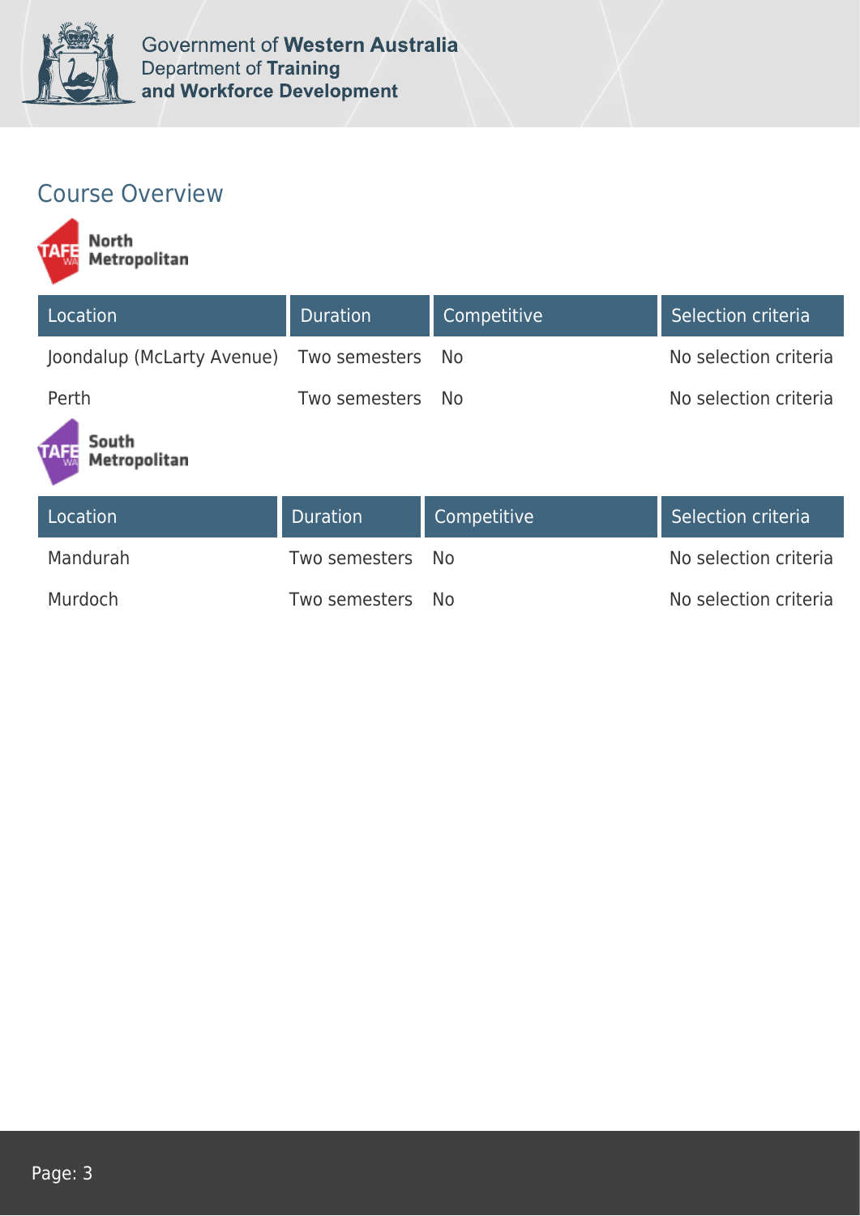## Course Overview

North Metropolitan

| Location | Duration | Competitive | Selection criteria |
|---|---|---|---|
| Joondalup (McLarty Avenue) | Two semesters | No | No selection criteria |
| Perth | Two semesters | No | No selection criteria |

South Metropolitan

| Location | Duration | Competitive | Selection criteria |
|---|---|---|---|
| Mandurah | Two semesters | No | No selection criteria |
| Murdoch | Two semesters | No | No selection criteria |